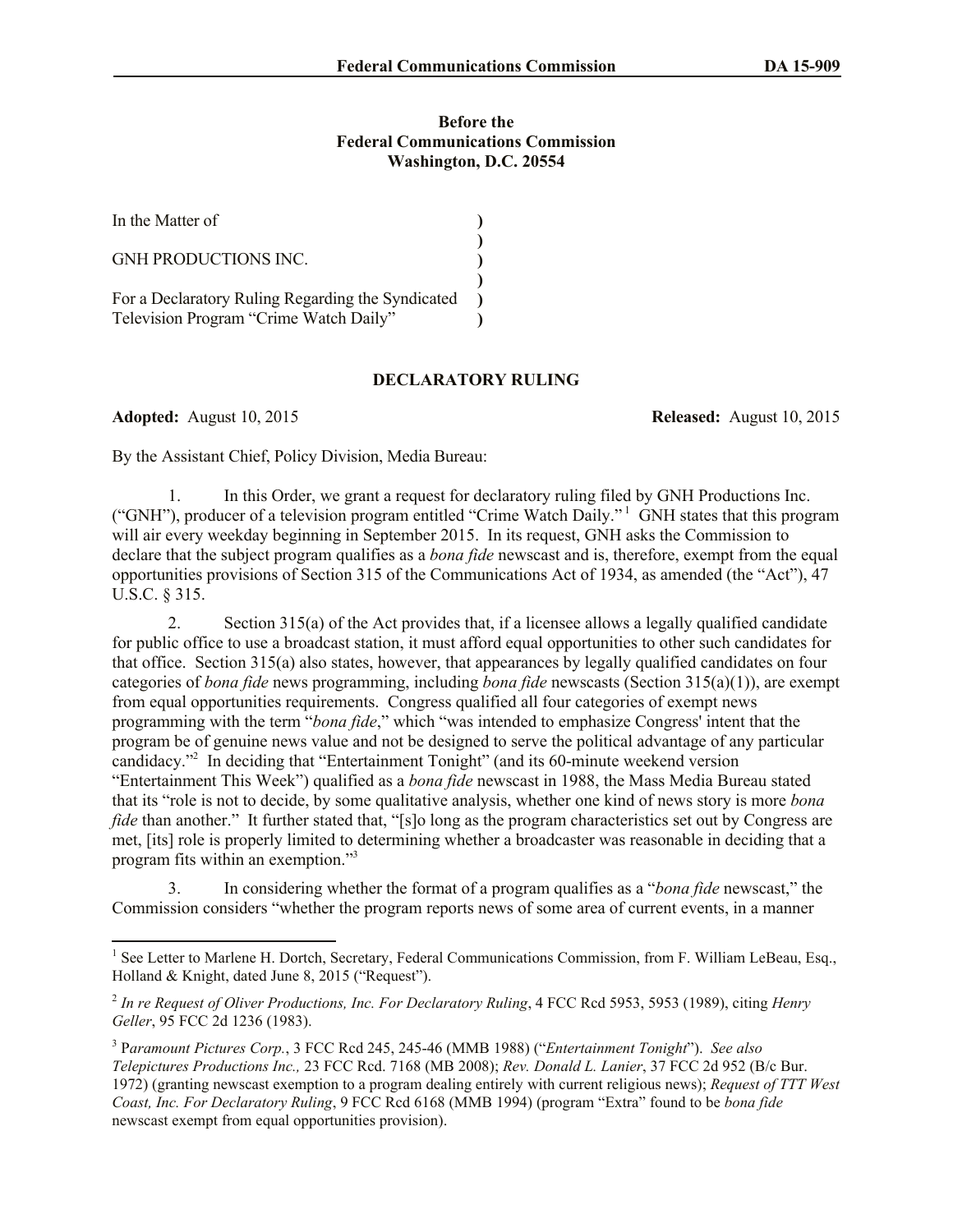Federal Communications Commission DA 15-909

**Before the**
**Federal Communications Commission**
**Washington, D.C. 20554**

| | |
|---|---|
| In the Matter of | ) |
| | ) |
| GNH PRODUCTIONS INC. | ) |
| | ) |
| For a Declaratory Ruling Regarding the Syndicated Television Program "Crime Watch Daily" | ) |

## DECLARATORY RULING

**Adopted:** August 10, 2015 **Released:** August 10, 2015

By the Assistant Chief, Policy Division, Media Bureau:

1. In this Order, we grant a request for declaratory ruling filed by GNH Productions Inc. ("GNH"), producer of a television program entitled "Crime Watch Daily."[1] GNH states that this program will air every weekday beginning in September 2015. In its request, GNH asks the Commission to declare that the subject program qualifies as a *bona fide* newscast and is, therefore, exempt from the equal opportunities provisions of Section 315 of the Communications Act of 1934, as amended (the "Act"), 47 U.S.C. § 315.

2. Section 315(a) of the Act provides that, if a licensee allows a legally qualified candidate for public office to use a broadcast station, it must afford equal opportunities to other such candidates for that office. Section 315(a) also states, however, that appearances by legally qualified candidates on four categories of *bona fide* news programming, including *bona fide* newscasts (Section 315(a)(1)), are exempt from equal opportunities requirements. Congress qualified all four categories of exempt news programming with the term "*bona fide*," which "was intended to emphasize Congress' intent that the program be of genuine news value and not be designed to serve the political advantage of any particular candidacy."[2] In deciding that "Entertainment Tonight" (and its 60-minute weekend version "Entertainment This Week") qualified as a *bona fide* newscast in 1988, the Mass Media Bureau stated that its "role is not to decide, by some qualitative analysis, whether one kind of news story is more *bona fide* than another." It further stated that, "[s]o long as the program characteristics set out by Congress are met, [its] role is properly limited to determining whether a broadcaster was reasonable in deciding that a program fits within an exemption."[3]

3. In considering whether the format of a program qualifies as a "*bona fide* newscast," the Commission considers "whether the program reports news of some area of current events, in a manner

---

[1] See Letter to Marlene H. Dortch, Secretary, Federal Communications Commission, from F. William LeBeau, Esq., Holland & Knight, dated June 8, 2015 ("Request").

[2] *In re Request of Oliver Productions, Inc. For Declaratory Ruling*, 4 FCC Rcd 5953, 5953 (1989), citing *Henry Geller*, 95 FCC 2d 1236 (1983).

[3] P*aramount Pictures Corp.*, 3 FCC Rcd 245, 245-46 (MMB 1988) ("*Entertainment Tonight*"). *See also Telepictures Productions Inc.,* 23 FCC Rcd. 7168 (MB 2008); *Rev. Donald L. Lanier*, 37 FCC 2d 952 (B/c Bur. 1972) (granting newscast exemption to a program dealing entirely with current religious news); *Request of TTT West Coast, Inc. For Declaratory Ruling*, 9 FCC Rcd 6168 (MMB 1994) (program "Extra" found to be *bona fide* newscast exempt from equal opportunities provision).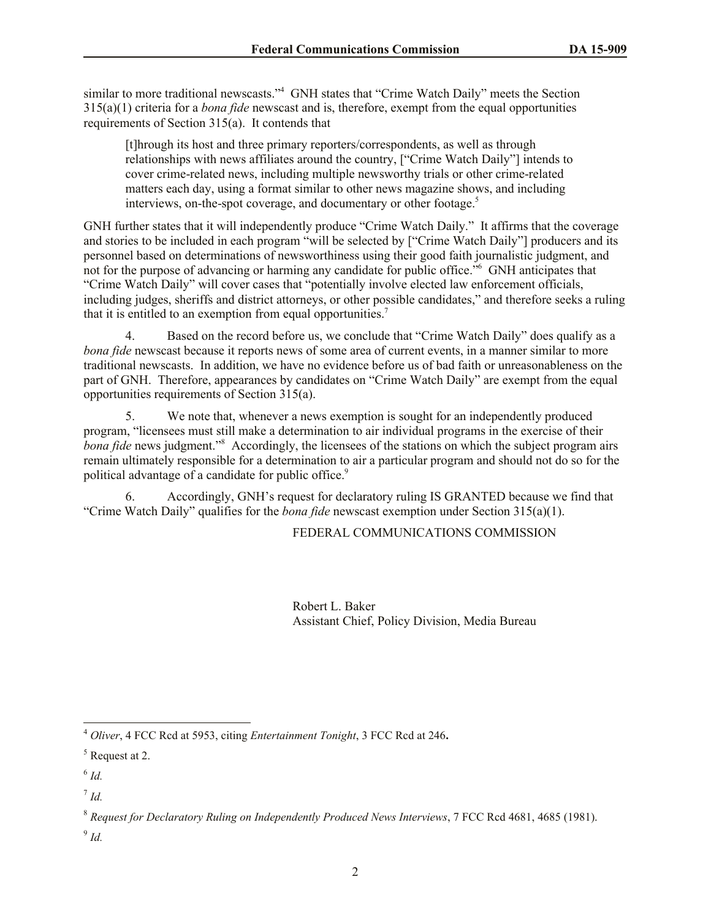similar to more traditional newscasts."[4] GNH states that "Crime Watch Daily" meets the Section 315(a)(1) criteria for a *bona fide* newscast and is, therefore, exempt from the equal opportunities requirements of Section 315(a). It contends that

> [t]hrough its host and three primary reporters/correspondents, as well as through relationships with news affiliates around the country, ["Crime Watch Daily"] intends to cover crime-related news, including multiple newsworthy trials or other crime-related matters each day, using a format similar to other news magazine shows, and including interviews, on-the-spot coverage, and documentary or other footage.[5]

GNH further states that it will independently produce "Crime Watch Daily." It affirms that the coverage and stories to be included in each program "will be selected by ["Crime Watch Daily"] producers and its personnel based on determinations of newsworthiness using their good faith journalistic judgment, and not for the purpose of advancing or harming any candidate for public office."[6] GNH anticipates that "Crime Watch Daily" will cover cases that "potentially involve elected law enforcement officials, including judges, sheriffs and district attorneys, or other possible candidates," and therefore seeks a ruling that it is entitled to an exemption from equal opportunities.[7]

4. Based on the record before us, we conclude that "Crime Watch Daily" does qualify as a *bona fide* newscast because it reports news of some area of current events, in a manner similar to more traditional newscasts. In addition, we have no evidence before us of bad faith or unreasonableness on the part of GNH. Therefore, appearances by candidates on "Crime Watch Daily" are exempt from the equal opportunities requirements of Section 315(a).

5. We note that, whenever a news exemption is sought for an independently produced program, "licensees must still make a determination to air individual programs in the exercise of their *bona fide* news judgment."[8] Accordingly, the licensees of the stations on which the subject program airs remain ultimately responsible for a determination to air a particular program and should not do so for the political advantage of a candidate for public office.[9]

6. Accordingly, GNH's request for declaratory ruling IS GRANTED because we find that "Crime Watch Daily" qualifies for the *bona fide* newscast exemption under Section 315(a)(1).

FEDERAL COMMUNICATIONS COMMISSION

Robert L. Baker
Assistant Chief, Policy Division, Media Bureau

---

[4] *Oliver*, 4 FCC Rcd at 5953, citing *Entertainment Tonight*, 3 FCC Rcd at 246.

[5] Request at 2.

[6] *Id.*

[7] *Id.*

[8] *Request for Declaratory Ruling on Independently Produced News Interviews*, 7 FCC Rcd 4681, 4685 (1981).

[9] *Id.*